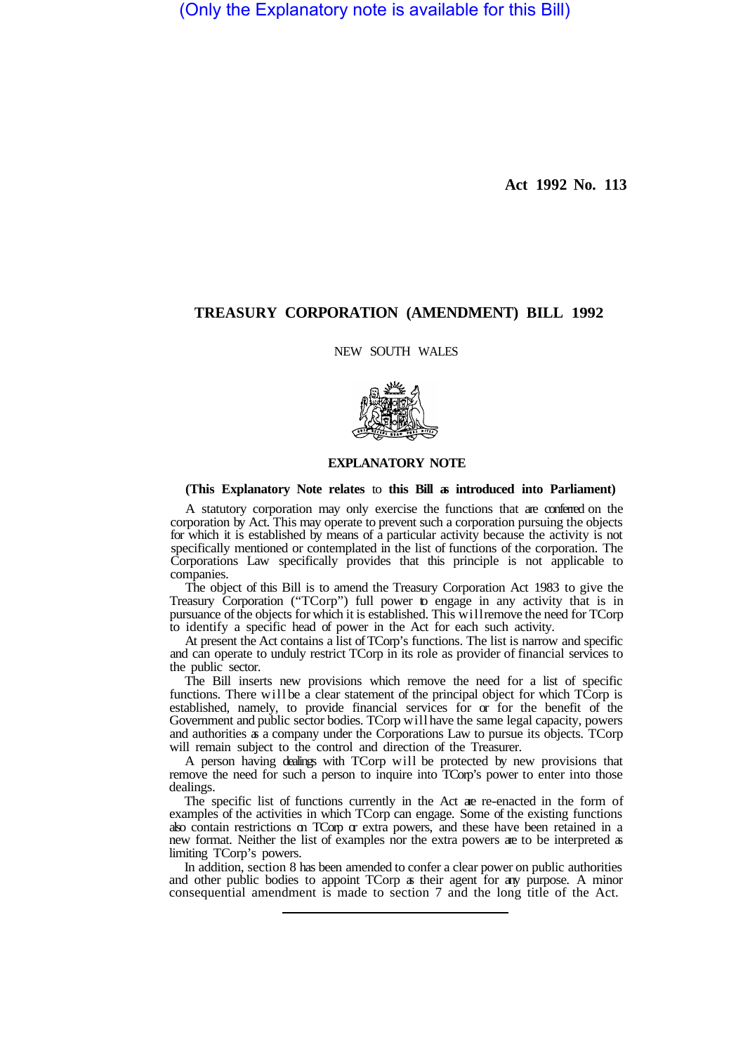(Only the Explanatory note is available for this Bill)

Act 1992 No. 113

# TREASURY CORPORATION (AMENDMENT) BILL 1992

NEW SOUTH WALES

## EXPLANATORY NOTE

**(This Explanatory Note relates to this Bill as introduced into Parliament)**

A statutory corporation may only exercise the functions that are conferred on the corporation by Act. This may operate to prevent such a corporation pursuing the objects for which it is established by means of a particular activity because the activity is not specifically mentioned or contemplated in the list of functions of the corporation. The Corporations Law specifically provides that this principle is not applicable to companies.

The object of this Bill is to amend the Treasury Corporation Act 1983 to give the Treasury Corporation ("TCorp") full power to engage in any activity that is in pursuance of the objects for which it is established. This will remove the need for TCorp to identify a specific head of power in the Act for each such activity.

At present the Act contains a list of TCorp's functions. The list is narrow and specific and can operate to unduly restrict TCorp in its role as provider of financial services to the public sector.

The Bill inserts new provisions which remove the need for a list of specific functions. There will be a clear statement of the principal object for which TCorp is established, namely, to provide financial services for or for the benefit of the Government and public sector bodies. TCorp will have the same legal capacity, powers and authorities as a company under the Corporations Law to pursue its objects. TCorp will remain subject to the control and direction of the Treasurer.

A person having dealings with TCorp will be protected by new provisions that remove the need for such a person to inquire into TCorp's power to enter into those dealings.

The specific list of functions currently in the Act are re-enacted in the form of examples of the activities in which TCorp can engage. Some of the existing functions also contain restrictions on TCorp or extra powers, and these have been retained in a new format. Neither the list of examples nor the extra powers are to be interpreted as limiting TCorp's powers.

In addition, section 8 has been amended to confer a clear power on public authorities and other public bodies to appoint TCorp as their agent for any purpose. A minor consequential amendment is made to section 7 and the long title of the Act.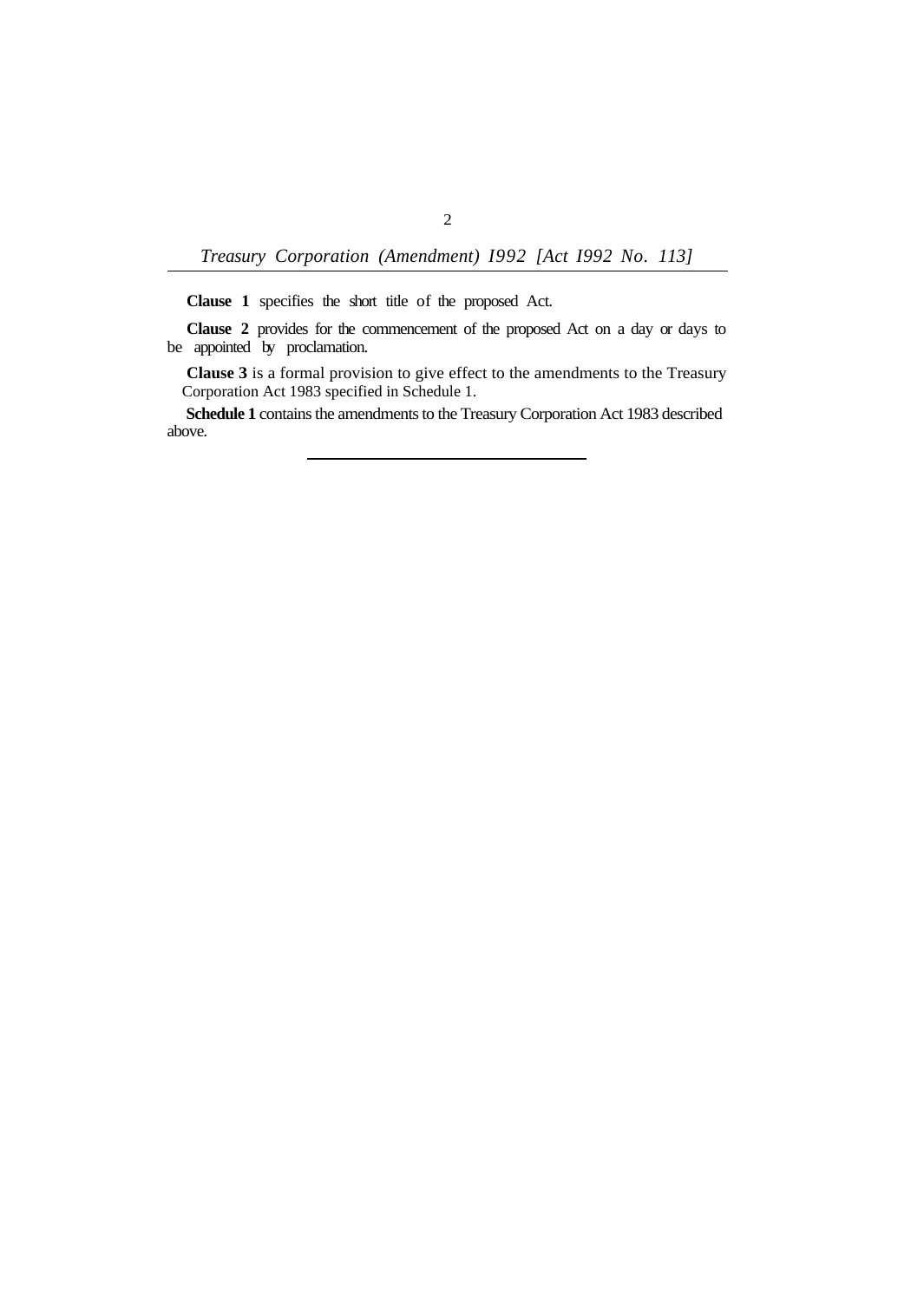**Clause 1** specifies the short title of the proposed Act.

**Clause 2** provides for the commencement of the proposed Act on a day or days to be appointed by proclamation.

**Clause 3** is a formal provision to give effect to the amendments to the Treasury Corporation Act 1983 specified in Schedule 1.

**Schedule 1** contains the amendments to the Treasury Corporation Act 1983 described above.